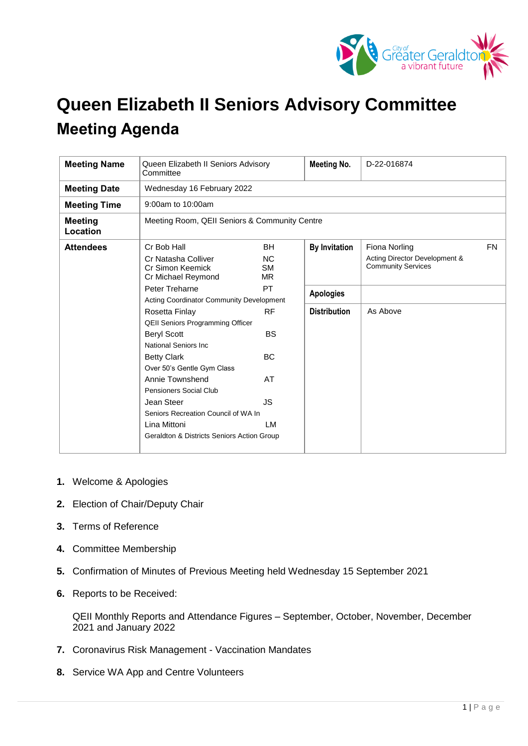# Queen Elizabeth II Seniors Advisory Committee
## Meeting Agenda

| **Meeting Name** | Queen Elizabeth II Seniors Advisory Committee | | **Meeting No.** | D-22-016874 | |
|---|---|---|---|---|---|
| **Meeting Date** | Wednesday 16 February 2022 | | | | |
| **Meeting Time** | 9:00am to 10:00am | | | | |
| **Meeting Location** | Meeting Room, QEII Seniors & Community Centre | | | | |
| **Attendees** | Cr Bob Hall | BH | **By Invitation** | Fiona Norling<br>Acting Director Development & Community Services | FN |
| | Cr Natasha Colliver<br>Cr Simon Keemick<br>Cr Michael Reymond | NC<br>SM<br>MR | | | |
| | Peter Treharne<br>Acting Coordinator Community Development | PT | **Apologies** | | |
| | Rosetta Finlay<br>QEII Seniors Programming Officer | RF | **Distribution** | As Above | |
| | Beryl Scott<br>National Seniors Inc | BS | | | |
| | Betty Clark<br>Over 50's Gentle Gym Class | BC | | | |
| | Annie Townshend<br>Pensioners Social Club | AT | | | |
| | Jean Steer<br>Seniors Recreation Council of WA In | JS | | | |
| | Lina Mittoni<br>Geraldton & Districts Seniors Action Group | LM | | | |

1. Welcome & Apologies
2. Election of Chair/Deputy Chair
3. Terms of Reference
4. Committee Membership
5. Confirmation of Minutes of Previous Meeting held Wednesday 15 September 2021
6. Reports to be Received:

   QEII Monthly Reports and Attendance Figures – September, October, November, December 2021 and January 2022
7. Coronavirus Risk Management - Vaccination Mandates
8. Service WA App and Centre Volunteers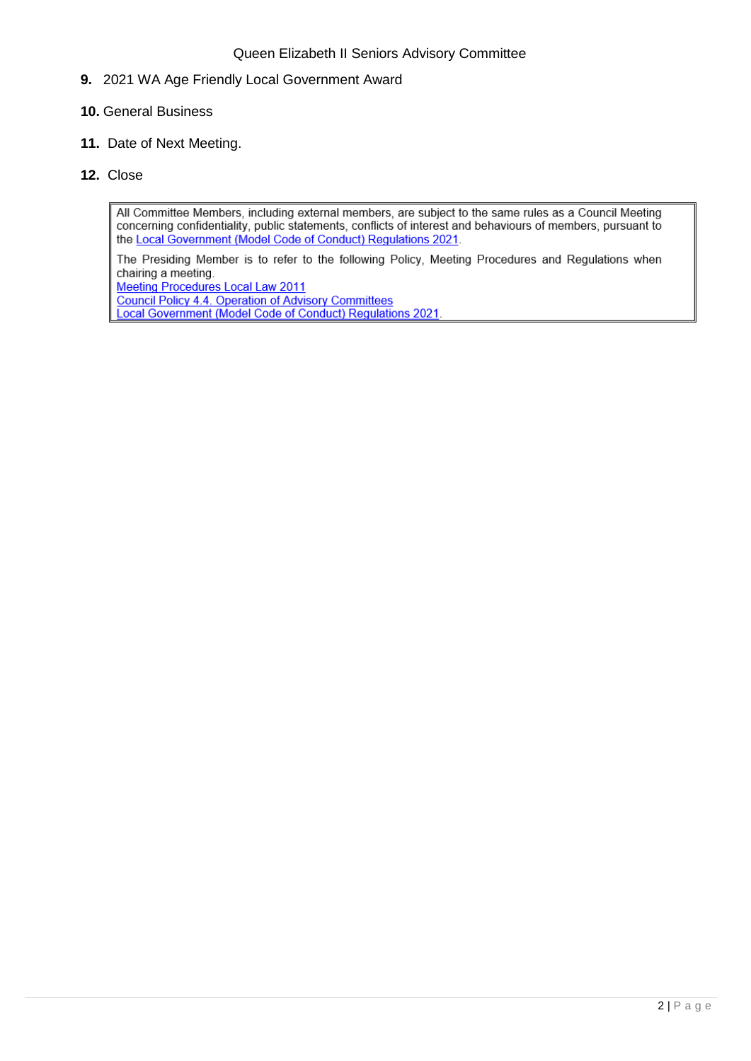**9.** 2021 WA Age Friendly Local Government Award

**10.** General Business

**11.** Date of Next Meeting.

**12.** Close

> All Committee Members, including external members, are subject to the same rules as a Council Meeting concerning confidentiality, public statements, conflicts of interest and behaviours of members, pursuant to the Local Government (Model Code of Conduct) Regulations 2021.
>
> The Presiding Member is to refer to the following Policy, Meeting Procedures and Regulations when chairing a meeting.
> Meeting Procedures Local Law 2011
> Council Policy 4.4. Operation of Advisory Committees
> Local Government (Model Code of Conduct) Regulations 2021.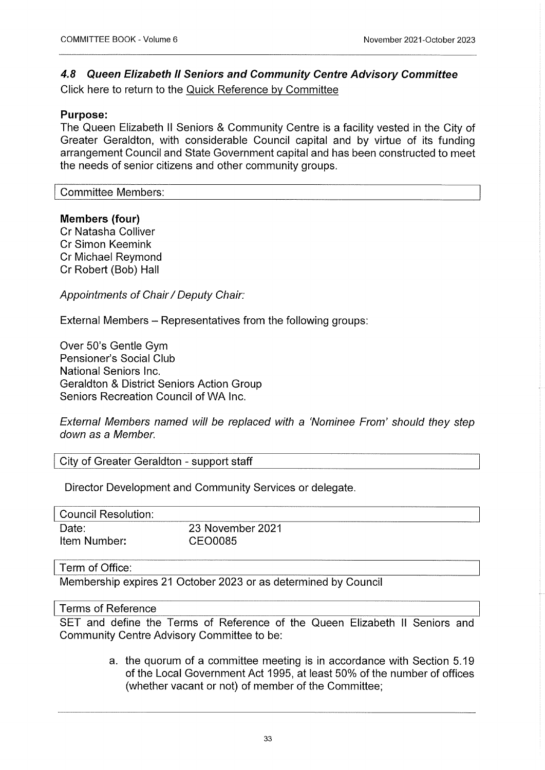## 4.8 *Queen Elizabeth II Seniors and Community Centre Advisory Committee*

Click here to return to the Quick Reference by Committee

**Purpose:**

The Queen Elizabeth II Seniors & Community Centre is a facility vested in the City of Greater Geraldton, with considerable Council capital and by virtue of its funding arrangement Council and State Government capital and has been constructed to meet the needs of senior citizens and other community groups.

| Committee Members: |
|---|

**Members (four)**

Cr Natasha Colliver
Cr Simon Keemink
Cr Michael Reymond
Cr Robert (Bob) Hall

*Appointments of Chair / Deputy Chair:*

External Members – Representatives from the following groups:

Over 50's Gentle Gym
Pensioner's Social Club
National Seniors Inc.
Geraldton & District Seniors Action Group
Seniors Recreation Council of WA Inc.

*External Members named will be replaced with a 'Nominee From' should they step down as a Member.*

| City of Greater Geraldton - support staff |
|---|

Director Development and Community Services or delegate.

| Council Resolution: | |
|---|---|
| Date: | 23 November 2021 |
| Item Number: | CEO0085 |

| Term of Office: |
|---|

Membership expires 21 October 2023 or as determined by Council

| Terms of Reference |
|---|

SET and define the Terms of Reference of the Queen Elizabeth II Seniors and Community Centre Advisory Committee to be:

a. the quorum of a committee meeting is in accordance with Section 5.19 of the Local Government Act 1995, at least 50% of the number of offices (whether vacant or not) of member of the Committee;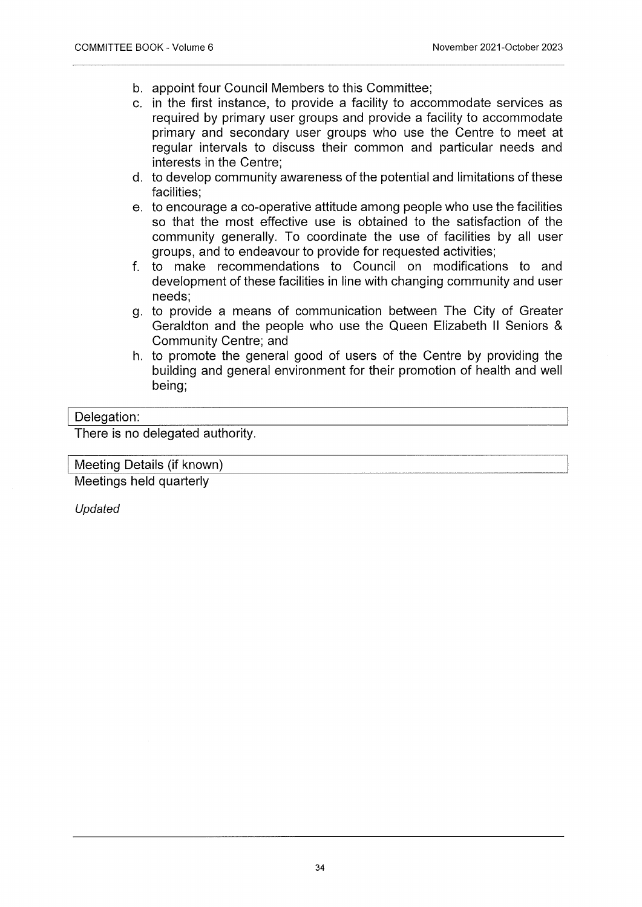b. appoint four Council Members to this Committee;
c. in the first instance, to provide a facility to accommodate services as required by primary user groups and provide a facility to accommodate primary and secondary user groups who use the Centre to meet at regular intervals to discuss their common and particular needs and interests in the Centre;
d. to develop community awareness of the potential and limitations of these facilities;
e. to encourage a co-operative attitude among people who use the facilities so that the most effective use is obtained to the satisfaction of the community generally. To coordinate the use of facilities by all user groups, and to endeavour to provide for requested activities;
f. to make recommendations to Council on modifications to and development of these facilities in line with changing community and user needs;
g. to provide a means of communication between The City of Greater Geraldton and the people who use the Queen Elizabeth II Seniors & Community Centre; and
h. to promote the general good of users of the Centre by providing the building and general environment for their promotion of health and well being;

| Delegation: |
|---|

There is no delegated authority.

| Meeting Details (if known) |
|---|

Meetings held quarterly

*Updated*